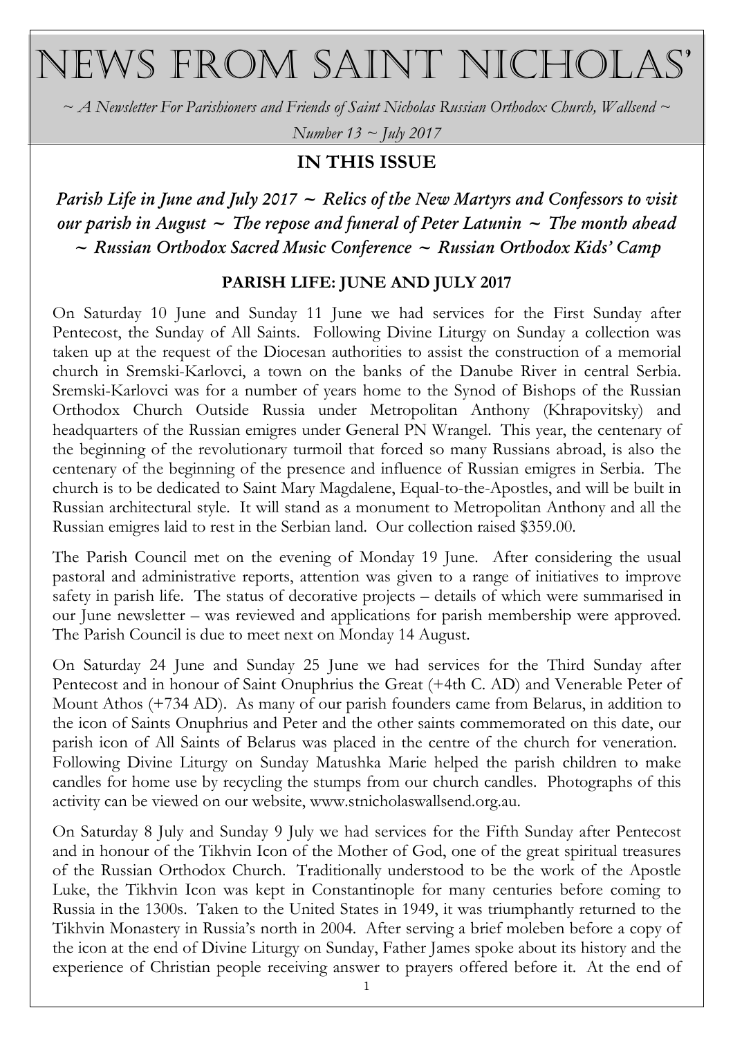# News from Saint Nicholas'

*~ A Newsletter For Parishioners and Friends of Saint Nicholas Russian Orthodox Church, Wallsend ~*

*Number 13 ~ July 2017*

## IN THIS ISSUE

***Parish Life in June and July 2017 ~ Relics of the New Martyrs and Confessors to visit our parish in August ~ The repose and funeral of Peter Latunin ~ The month ahead ~ Russian Orthodox Sacred Music Conference ~ Russian Orthodox Kids' Camp***

### PARISH LIFE: JUNE AND JULY 2017

On Saturday 10 June and Sunday 11 June we had services for the First Sunday after Pentecost, the Sunday of All Saints. Following Divine Liturgy on Sunday a collection was taken up at the request of the Diocesan authorities to assist the construction of a memorial church in Sremski-Karlovci, a town on the banks of the Danube River in central Serbia. Sremski-Karlovci was for a number of years home to the Synod of Bishops of the Russian Orthodox Church Outside Russia under Metropolitan Anthony (Khrapovitsky) and headquarters of the Russian emigres under General PN Wrangel. This year, the centenary of the beginning of the revolutionary turmoil that forced so many Russians abroad, is also the centenary of the beginning of the presence and influence of Russian emigres in Serbia. The church is to be dedicated to Saint Mary Magdalene, Equal-to-the-Apostles, and will be built in Russian architectural style. It will stand as a monument to Metropolitan Anthony and all the Russian emigres laid to rest in the Serbian land. Our collection raised $359.00.

The Parish Council met on the evening of Monday 19 June. After considering the usual pastoral and administrative reports, attention was given to a range of initiatives to improve safety in parish life. The status of decorative projects – details of which were summarised in our June newsletter – was reviewed and applications for parish membership were approved. The Parish Council is due to meet next on Monday 14 August.

On Saturday 24 June and Sunday 25 June we had services for the Third Sunday after Pentecost and in honour of Saint Onuphrius the Great (+4th C. AD) and Venerable Peter of Mount Athos (+734 AD). As many of our parish founders came from Belarus, in addition to the icon of Saints Onuphrius and Peter and the other saints commemorated on this date, our parish icon of All Saints of Belarus was placed in the centre of the church for veneration. Following Divine Liturgy on Sunday Matushka Marie helped the parish children to make candles for home use by recycling the stumps from our church candles. Photographs of this activity can be viewed on our website, www.stnicholaswallsend.org.au.

On Saturday 8 July and Sunday 9 July we had services for the Fifth Sunday after Pentecost and in honour of the Tikhvin Icon of the Mother of God, one of the great spiritual treasures of the Russian Orthodox Church. Traditionally understood to be the work of the Apostle Luke, the Tikhvin Icon was kept in Constantinople for many centuries before coming to Russia in the 1300s. Taken to the United States in 1949, it was triumphantly returned to the Tikhvin Monastery in Russia's north in 2004. After serving a brief moleben before a copy of the icon at the end of Divine Liturgy on Sunday, Father James spoke about its history and the experience of Christian people receiving answer to prayers offered before it. At the end of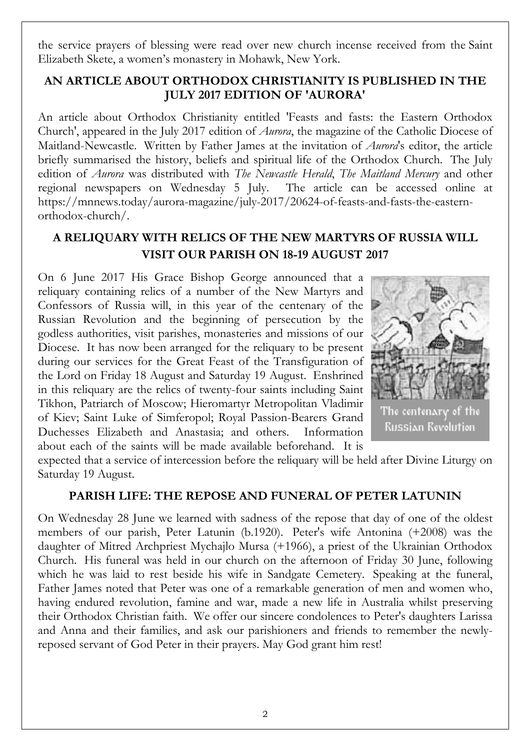the service prayers of blessing were read over new church incense received from the Saint Elizabeth Skete, a women's monastery in Mohawk, New York.

## AN ARTICLE ABOUT ORTHODOX CHRISTIANITY IS PUBLISHED IN THE JULY 2017 EDITION OF 'AURORA'

An article about Orthodox Christianity entitled 'Feasts and fasts: the Eastern Orthodox Church', appeared in the July 2017 edition of *Aurora*, the magazine of the Catholic Diocese of Maitland-Newcastle. Written by Father James at the invitation of *Aurora*'s editor, the article briefly summarised the history, beliefs and spiritual life of the Orthodox Church. The July edition of *Aurora* was distributed with *The Newcastle Herald*, *The Maitland Mercury* and other regional newspapers on Wednesday 5 July. The article can be accessed online at https://mnnews.today/aurora-magazine/july-2017/20624-of-feasts-and-fasts-the-eastern-orthodox-church/.

## A RELIQUARY WITH RELICS OF THE NEW MARTYRS OF RUSSIA WILL VISIT OUR PARISH ON 18-19 AUGUST 2017

On 6 June 2017 His Grace Bishop George announced that a reliquary containing relics of a number of the New Martyrs and Confessors of Russia will, in this year of the centenary of the Russian Revolution and the beginning of persecution by the godless authorities, visit parishes, monasteries and missions of our Diocese. It has now been arranged for the reliquary to be present during our services for the Great Feast of the Transfiguration of the Lord on Friday 18 August and Saturday 19 August. Enshrined in this reliquary are the relics of twenty-four saints including Saint Tikhon, Patriarch of Moscow; Hieromartyr Metropolitan Vladimir of Kiev; Saint Luke of Simferopol; Royal Passion-Bearers Grand Duchesses Elizabeth and Anastasia; and others. Information about each of the saints will be made available beforehand. It is expected that a service of intercession before the reliquary will be held after Divine Liturgy on Saturday 19 August.

The centenary of the Russian Revolution

## PARISH LIFE: THE REPOSE AND FUNERAL OF PETER LATUNIN

On Wednesday 28 June we learned with sadness of the repose that day of one of the oldest members of our parish, Peter Latunin (b.1920). Peter's wife Antonina (+2008) was the daughter of Mitred Archpriest Mychajlo Mursa (+1966), a priest of the Ukrainian Orthodox Church. His funeral was held in our church on the afternoon of Friday 30 June, following which he was laid to rest beside his wife in Sandgate Cemetery. Speaking at the funeral, Father James noted that Peter was one of a remarkable generation of men and women who, having endured revolution, famine and war, made a new life in Australia whilst preserving their Orthodox Christian faith. We offer our sincere condolences to Peter's daughters Larissa and Anna and their families, and ask our parishioners and friends to remember the newly-reposed servant of God Peter in their prayers. May God grant him rest!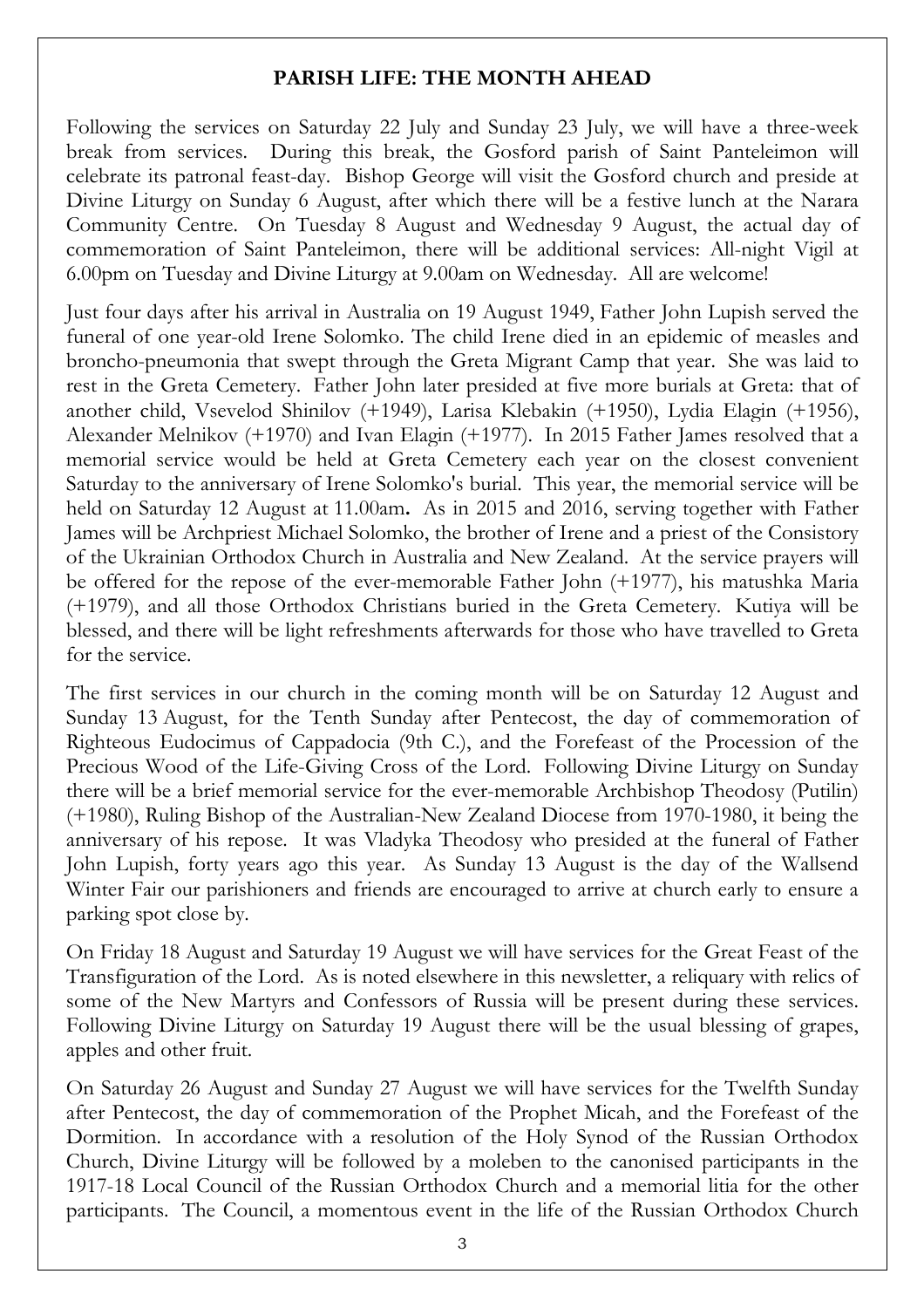## PARISH LIFE: THE MONTH AHEAD

Following the services on Saturday 22 July and Sunday 23 July, we will have a three-week break from services. During this break, the Gosford parish of Saint Panteleimon will celebrate its patronal feast-day. Bishop George will visit the Gosford church and preside at Divine Liturgy on Sunday 6 August, after which there will be a festive lunch at the Narara Community Centre. On Tuesday 8 August and Wednesday 9 August, the actual day of commemoration of Saint Panteleimon, there will be additional services: All-night Vigil at 6.00pm on Tuesday and Divine Liturgy at 9.00am on Wednesday. All are welcome!

Just four days after his arrival in Australia on 19 August 1949, Father John Lupish served the funeral of one year-old Irene Solomko. The child Irene died in an epidemic of measles and broncho-pneumonia that swept through the Greta Migrant Camp that year. She was laid to rest in the Greta Cemetery. Father John later presided at five more burials at Greta: that of another child, Vsevelod Shinilov (+1949), Larisa Klebakin (+1950), Lydia Elagin (+1956), Alexander Melnikov (+1970) and Ivan Elagin (+1977). In 2015 Father James resolved that a memorial service would be held at Greta Cemetery each year on the closest convenient Saturday to the anniversary of Irene Solomko's burial. This year, the memorial service will be held on Saturday 12 August at 11.00am**.** As in 2015 and 2016, serving together with Father James will be Archpriest Michael Solomko, the brother of Irene and a priest of the Consistory of the Ukrainian Orthodox Church in Australia and New Zealand. At the service prayers will be offered for the repose of the ever-memorable Father John (+1977), his matushka Maria (+1979), and all those Orthodox Christians buried in the Greta Cemetery. Kutiya will be blessed, and there will be light refreshments afterwards for those who have travelled to Greta for the service.

The first services in our church in the coming month will be on Saturday 12 August and Sunday 13 August, for the Tenth Sunday after Pentecost, the day of commemoration of Righteous Eudocimus of Cappadocia (9th C.), and the Forefeast of the Procession of the Precious Wood of the Life-Giving Cross of the Lord. Following Divine Liturgy on Sunday there will be a brief memorial service for the ever-memorable Archbishop Theodosy (Putilin) (+1980), Ruling Bishop of the Australian-New Zealand Diocese from 1970-1980, it being the anniversary of his repose. It was Vladyka Theodosy who presided at the funeral of Father John Lupish, forty years ago this year. As Sunday 13 August is the day of the Wallsend Winter Fair our parishioners and friends are encouraged to arrive at church early to ensure a parking spot close by.

On Friday 18 August and Saturday 19 August we will have services for the Great Feast of the Transfiguration of the Lord. As is noted elsewhere in this newsletter, a reliquary with relics of some of the New Martyrs and Confessors of Russia will be present during these services. Following Divine Liturgy on Saturday 19 August there will be the usual blessing of grapes, apples and other fruit.

On Saturday 26 August and Sunday 27 August we will have services for the Twelfth Sunday after Pentecost, the day of commemoration of the Prophet Micah, and the Forefeast of the Dormition. In accordance with a resolution of the Holy Synod of the Russian Orthodox Church, Divine Liturgy will be followed by a moleben to the canonised participants in the 1917-18 Local Council of the Russian Orthodox Church and a memorial litia for the other participants. The Council, a momentous event in the life of the Russian Orthodox Church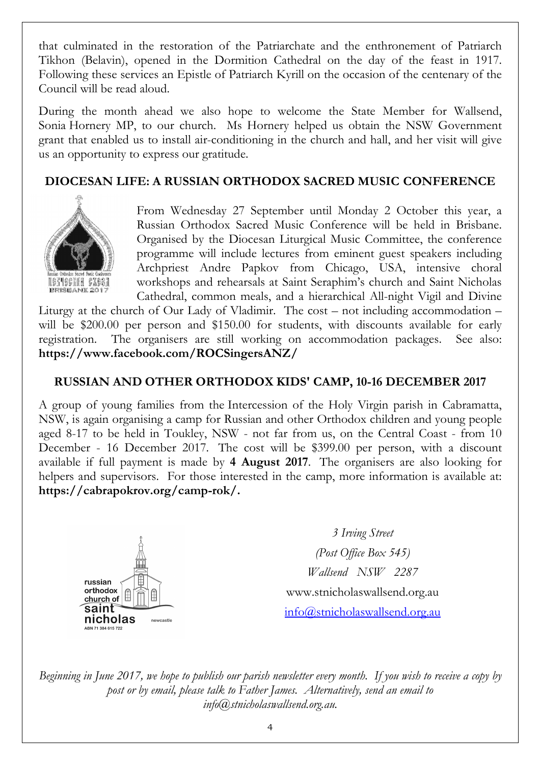that culminated in the restoration of the Patriarchate and the enthronement of Patriarch Tikhon (Belavin), opened in the Dormition Cathedral on the day of the feast in 1917. Following these services an Epistle of Patriarch Kyrill on the occasion of the centenary of the Council will be read aloud.

During the month ahead we also hope to welcome the State Member for Wallsend, Sonia Hornery MP, to our church. Ms Hornery helped us obtain the NSW Government grant that enabled us to install air-conditioning in the church and hall, and her visit will give us an opportunity to express our gratitude.

## DIOCESAN LIFE: A RUSSIAN ORTHODOX SACRED MUSIC CONFERENCE

From Wednesday 27 September until Monday 2 October this year, a Russian Orthodox Sacred Music Conference will be held in Brisbane. Organised by the Diocesan Liturgical Music Committee, the conference programme will include lectures from eminent guest speakers including Archpriest Andre Papkov from Chicago, USA, intensive choral workshops and rehearsals at Saint Seraphim's church and Saint Nicholas Cathedral, common meals, and a hierarchical All-night Vigil and Divine Liturgy at the church of Our Lady of Vladimir. The cost – not including accommodation – will be $200.00 per person and $150.00 for students, with discounts available for early registration. The organisers are still working on accommodation packages. See also: **https://www.facebook.com/ROCSingersANZ/**

## RUSSIAN AND OTHER ORTHODOX KIDS' CAMP, 10-16 DECEMBER 2017

A group of young families from the Intercession of the Holy Virgin parish in Cabramatta, NSW, is again organising a camp for Russian and other Orthodox children and young people aged 8-17 to be held in Toukley, NSW - not far from us, on the Central Coast - from 10 December - 16 December 2017. The cost will be $399.00 per person, with a discount available if full payment is made by **4 August 2017**. The organisers are also looking for helpers and supervisors. For those interested in the camp, more information is available at: **https://cabrapokrov.org/camp-rok/.**

russian orthodox church of saint nicholas newcastle
ABN 71 384 615 722

*3 Irving Street*
*(Post Office Box 545)*
*Wallsend NSW 2287*
www.stnicholaswallsend.org.au
info@stnicholaswallsend.org.au

*Beginning in June 2017, we hope to publish our parish newsletter every month. If you wish to receive a copy by post or by email, please talk to Father James. Alternatively, send an email to info@stnicholaswallsend.org.au.*